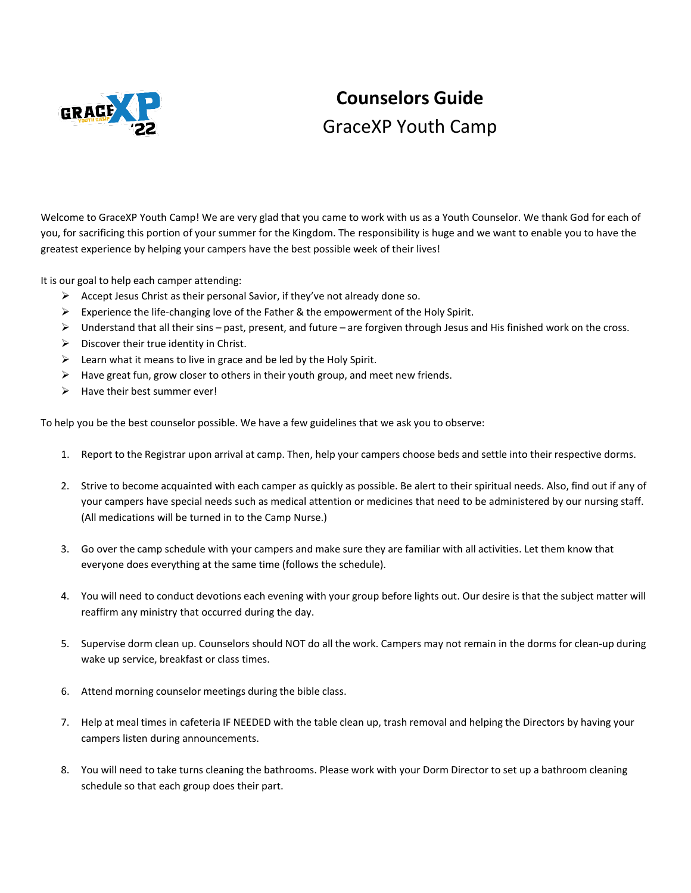# Counselors Guide

## GraceXP Youth Camp

Welcome to GraceXP Youth Camp! We are very glad that you came to work with us as a Youth Counselor. We thank God for each of you, for sacrificing this portion of your summer for the Kingdom. The responsibility is huge and we want to enable you to have the greatest experience by helping your campers have the best possible week of their lives!

It is our goal to help each camper attending:

- Accept Jesus Christ as their personal Savior, if they've not already done so.
- Experience the life-changing love of the Father & the empowerment of the Holy Spirit.
- Understand that all their sins – past, present, and future – are forgiven through Jesus and His finished work on the cross.
- Discover their true identity in Christ.
- Learn what it means to live in grace and be led by the Holy Spirit.
- Have great fun, grow closer to others in their youth group, and meet new friends.
- Have their best summer ever!

To help you be the best counselor possible. We have a few guidelines that we ask you to observe:

1. Report to the Registrar upon arrival at camp. Then, help your campers choose beds and settle into their respective dorms.

2. Strive to become acquainted with each camper as quickly as possible. Be alert to their spiritual needs. Also, find out if any of your campers have special needs such as medical attention or medicines that need to be administered by our nursing staff. (All medications will be turned in to the Camp Nurse.)

3. Go over the camp schedule with your campers and make sure they are familiar with all activities. Let them know that everyone does everything at the same time (follows the schedule).

4. You will need to conduct devotions each evening with your group before lights out. Our desire is that the subject matter will reaffirm any ministry that occurred during the day.

5. Supervise dorm clean up. Counselors should NOT do all the work. Campers may not remain in the dorms for clean-up during wake up service, breakfast or class times.

6. Attend morning counselor meetings during the bible class.

7. Help at meal times in cafeteria IF NEEDED with the table clean up, trash removal and helping the Directors by having your campers listen during announcements.

8. You will need to take turns cleaning the bathrooms. Please work with your Dorm Director to set up a bathroom cleaning schedule so that each group does their part.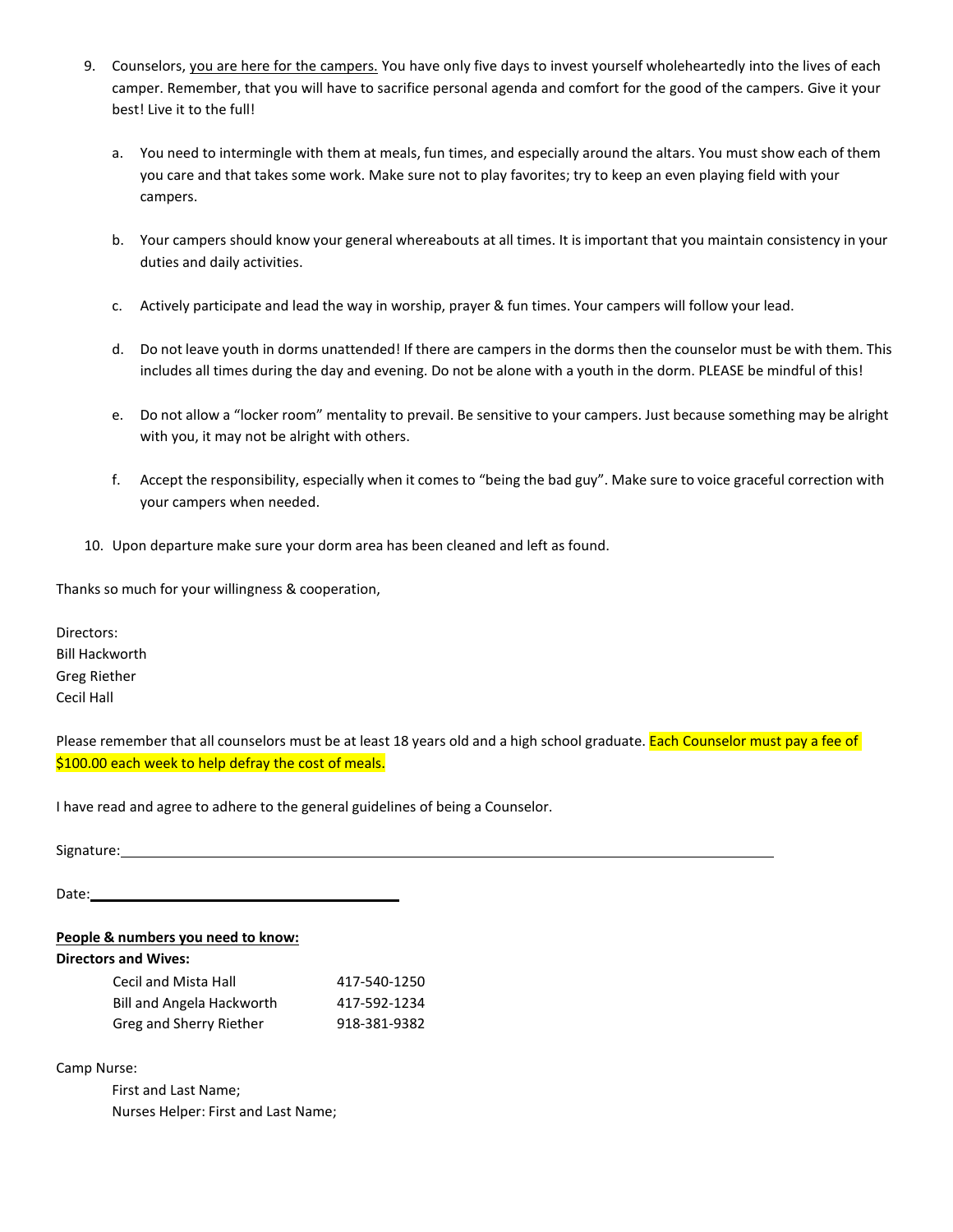9. Counselors, you are here for the campers. You have only five days to invest yourself wholeheartedly into the lives of each camper. Remember, that you will have to sacrifice personal agenda and comfort for the good of the campers. Give it your best! Live it to the full!

   a. You need to intermingle with them at meals, fun times, and especially around the altars. You must show each of them you care and that takes some work. Make sure not to play favorites; try to keep an even playing field with your campers.

   b. Your campers should know your general whereabouts at all times. It is important that you maintain consistency in your duties and daily activities.

   c. Actively participate and lead the way in worship, prayer & fun times. Your campers will follow your lead.

   d. Do not leave youth in dorms unattended! If there are campers in the dorms then the counselor must be with them. This includes all times during the day and evening. Do not be alone with a youth in the dorm. PLEASE be mindful of this!

   e. Do not allow a "locker room" mentality to prevail. Be sensitive to your campers. Just because something may be alright with you, it may not be alright with others.

   f. Accept the responsibility, especially when it comes to "being the bad guy". Make sure to voice graceful correction with your campers when needed.

10. Upon departure make sure your dorm area has been cleaned and left as found.

Thanks so much for your willingness & cooperation,

Directors:
Bill Hackworth
Greg Riether
Cecil Hall

Please remember that all counselors must be at least 18 years old and a high school graduate. Each Counselor must pay a fee of $100.00 each week to help defray the cost of meals.

I have read and agree to adhere to the general guidelines of being a Counselor.

Signature:\_\_\_\_\_\_\_\_\_\_\_\_\_\_\_\_\_\_\_\_\_\_\_\_\_\_\_\_\_\_\_\_\_\_\_\_\_\_\_\_\_\_\_\_\_\_\_\_

Date:\_\_\_\_\_\_\_\_\_\_\_\_\_\_\_\_\_\_\_\_\_\_\_\_\_\_\_\_\_\_

**People & numbers you need to know:**

**Directors and Wives:**

| | |
|---|---|
| Cecil and Mista Hall | 417-540-1250 |
| Bill and Angela Hackworth | 417-592-1234 |
| Greg and Sherry Riether | 918-381-9382 |

Camp Nurse:

First and Last Name;
Nurses Helper: First and Last Name;